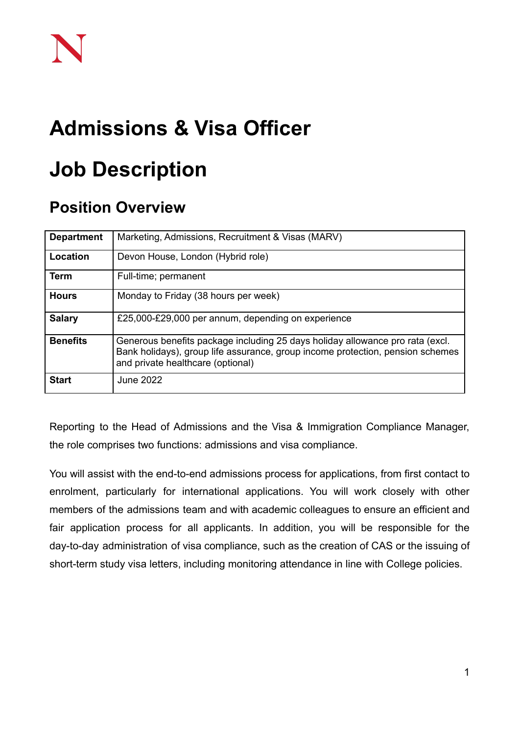# Admissions & Visa Officer

# Job Description

## Position Overview

| **Department** | Marketing, Admissions, Recruitment & Visas (MARV) |
|---|---|
| **Location** | Devon House, London (Hybrid role) |
| **Term** | Full-time; permanent |
| **Hours** | Monday to Friday (38 hours per week) |
| **Salary** | £25,000-£29,000 per annum, depending on experience |
| **Benefits** | Generous benefits package including 25 days holiday allowance pro rata (excl. Bank holidays), group life assurance, group income protection, pension schemes and private healthcare (optional) |
| **Start** | June 2022 |

Reporting to the Head of Admissions and the Visa & Immigration Compliance Manager, the role comprises two functions: admissions and visa compliance.

You will assist with the end-to-end admissions process for applications, from first contact to enrolment, particularly for international applications. You will work closely with other members of the admissions team and with academic colleagues to ensure an efficient and fair application process for all applicants. In addition, you will be responsible for the day-to-day administration of visa compliance, such as the creation of CAS or the issuing of short-term study visa letters, including monitoring attendance in line with College policies.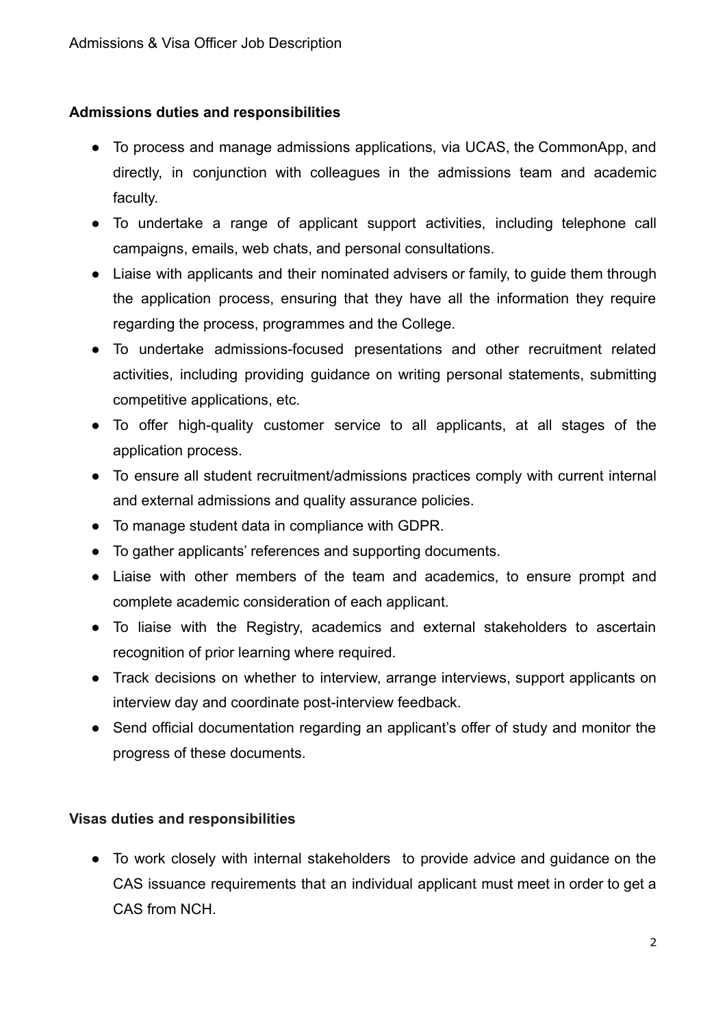**Admissions duties and responsibilities**

- To process and manage admissions applications, via UCAS, the CommonApp, and directly, in conjunction with colleagues in the admissions team and academic faculty.
- To undertake a range of applicant support activities, including telephone call campaigns, emails, web chats, and personal consultations.
- Liaise with applicants and their nominated advisers or family, to guide them through the application process, ensuring that they have all the information they require regarding the process, programmes and the College.
- To undertake admissions-focused presentations and other recruitment related activities, including providing guidance on writing personal statements, submitting competitive applications, etc.
- To offer high-quality customer service to all applicants, at all stages of the application process.
- To ensure all student recruitment/admissions practices comply with current internal and external admissions and quality assurance policies.
- To manage student data in compliance with GDPR.
- To gather applicants' references and supporting documents.
- Liaise with other members of the team and academics, to ensure prompt and complete academic consideration of each applicant.
- To liaise with the Registry, academics and external stakeholders to ascertain recognition of prior learning where required.
- Track decisions on whether to interview, arrange interviews, support applicants on interview day and coordinate post-interview feedback.
- Send official documentation regarding an applicant's offer of study and monitor the progress of these documents.

**Visas duties and responsibilities**

- To work closely with internal stakeholders to provide advice and guidance on the CAS issuance requirements that an individual applicant must meet in order to get a CAS from NCH.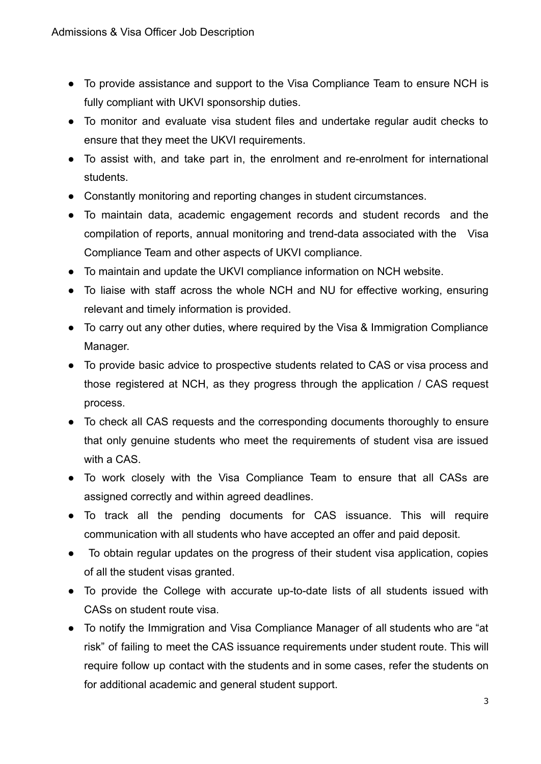- To provide assistance and support to the Visa Compliance Team to ensure NCH is fully compliant with UKVI sponsorship duties.
- To monitor and evaluate visa student files and undertake regular audit checks to ensure that they meet the UKVI requirements.
- To assist with, and take part in, the enrolment and re-enrolment for international students.
- Constantly monitoring and reporting changes in student circumstances.
- To maintain data, academic engagement records and student records and the compilation of reports, annual monitoring and trend-data associated with the Visa Compliance Team and other aspects of UKVI compliance.
- To maintain and update the UKVI compliance information on NCH website.
- To liaise with staff across the whole NCH and NU for effective working, ensuring relevant and timely information is provided.
- To carry out any other duties, where required by the Visa & Immigration Compliance Manager.
- To provide basic advice to prospective students related to CAS or visa process and those registered at NCH, as they progress through the application / CAS request process.
- To check all CAS requests and the corresponding documents thoroughly to ensure that only genuine students who meet the requirements of student visa are issued with a CAS.
- To work closely with the Visa Compliance Team to ensure that all CASs are assigned correctly and within agreed deadlines.
- To track all the pending documents for CAS issuance. This will require communication with all students who have accepted an offer and paid deposit.
- To obtain regular updates on the progress of their student visa application, copies of all the student visas granted.
- To provide the College with accurate up-to-date lists of all students issued with CASs on student route visa.
- To notify the Immigration and Visa Compliance Manager of all students who are "at risk" of failing to meet the CAS issuance requirements under student route. This will require follow up contact with the students and in some cases, refer the students on for additional academic and general student support.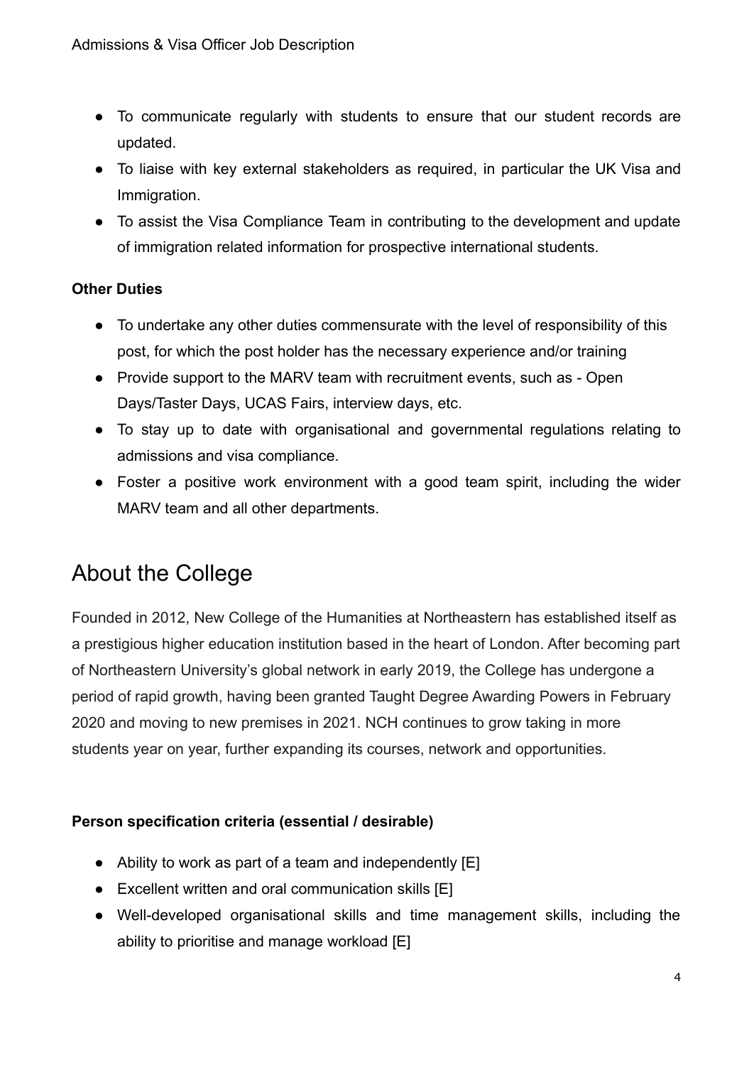- To communicate regularly with students to ensure that our student records are updated.
- To liaise with key external stakeholders as required, in particular the UK Visa and Immigration.
- To assist the Visa Compliance Team in contributing to the development and update of immigration related information for prospective international students.

**Other Duties**

- To undertake any other duties commensurate with the level of responsibility of this post, for which the post holder has the necessary experience and/or training
- Provide support to the MARV team with recruitment events, such as - Open Days/Taster Days, UCAS Fairs, interview days, etc.
- To stay up to date with organisational and governmental regulations relating to admissions and visa compliance.
- Foster a positive work environment with a good team spirit, including the wider MARV team and all other departments.

# About the College

Founded in 2012, New College of the Humanities at Northeastern has established itself as a prestigious higher education institution based in the heart of London. After becoming part of Northeastern University's global network in early 2019, the College has undergone a period of rapid growth, having been granted Taught Degree Awarding Powers in February 2020 and moving to new premises in 2021. NCH continues to grow taking in more students year on year, further expanding its courses, network and opportunities.

**Person specification criteria (essential / desirable)**

- Ability to work as part of a team and independently [E]
- Excellent written and oral communication skills [E]
- Well-developed organisational skills and time management skills, including the ability to prioritise and manage workload [E]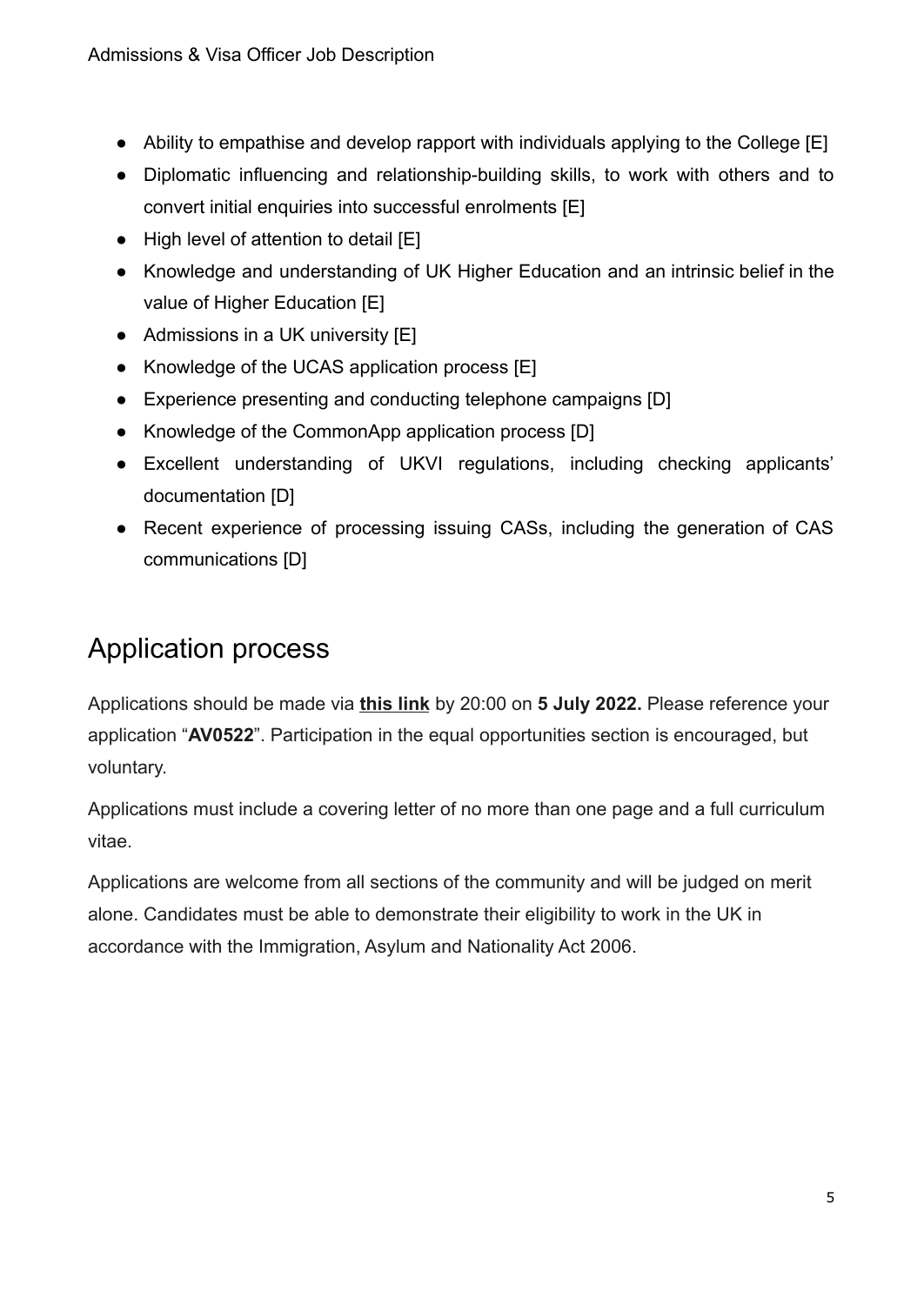- Ability to empathise and develop rapport with individuals applying to the College [E]
- Diplomatic influencing and relationship-building skills, to work with others and to convert initial enquiries into successful enrolments [E]
- High level of attention to detail [E]
- Knowledge and understanding of UK Higher Education and an intrinsic belief in the value of Higher Education [E]
- Admissions in a UK university [E]
- Knowledge of the UCAS application process [E]
- Experience presenting and conducting telephone campaigns [D]
- Knowledge of the CommonApp application process [D]
- Excellent understanding of UKVI regulations, including checking applicants' documentation [D]
- Recent experience of processing issuing CASs, including the generation of CAS communications [D]

## Application process

Applications should be made via **this link** by 20:00 on **5 July 2022.** Please reference your application "**AV0522**". Participation in the equal opportunities section is encouraged, but voluntary.

Applications must include a covering letter of no more than one page and a full curriculum vitae.

Applications are welcome from all sections of the community and will be judged on merit alone. Candidates must be able to demonstrate their eligibility to work in the UK in accordance with the Immigration, Asylum and Nationality Act 2006.